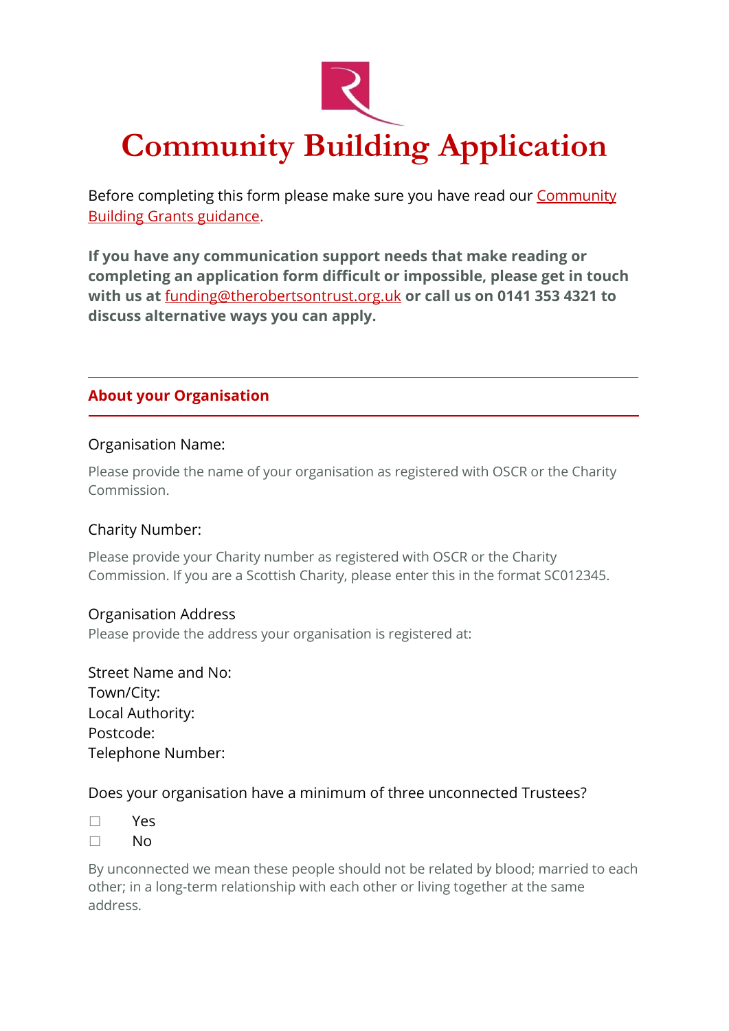# Community Building Application

Before completing this form please make sure you have read our [Community Building Grants guidance](#).

**If you have any communication support needs that make reading or completing an application form difficult or impossible, please get in touch with us at funding@therobertsontrust.org.uk or call us on 0141 353 4321 to discuss alternative ways you can apply.**

## About your Organisation

Organisation Name:

Please provide the name of your organisation as registered with OSCR or the Charity Commission.

Charity Number:

Please provide your Charity number as registered with OSCR or the Charity Commission. If you are a Scottish Charity, please enter this in the format SC012345.

Organisation Address

Please provide the address your organisation is registered at:

Street Name and No:
Town/City:
Local Authority:
Postcode:
Telephone Number:

Does your organisation have a minimum of three unconnected Trustees?

☐ Yes
☐ No

By unconnected we mean these people should not be related by blood; married to each other; in a long-term relationship with each other or living together at the same address.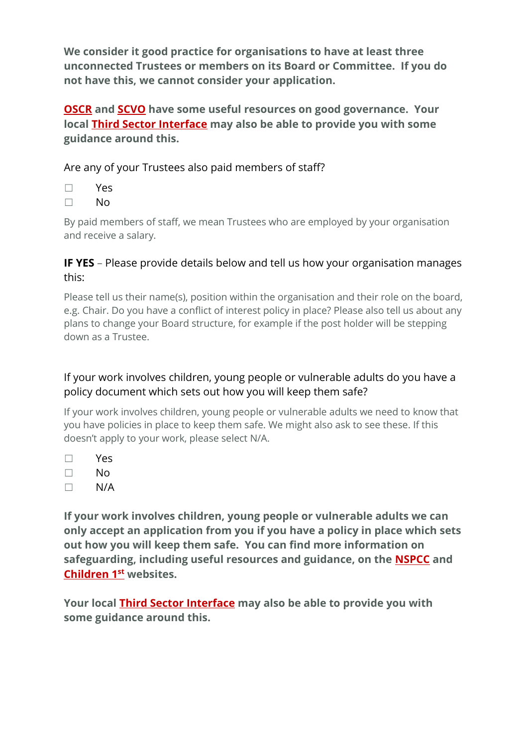**We consider it good practice for organisations to have at least three unconnected Trustees or members on its Board or Committee. If you do not have this, we cannot consider your application.**

**OSCR and SCVO have some useful resources on good governance. Your local Third Sector Interface may also be able to provide you with some guidance around this.**

Are any of your Trustees also paid members of staff?

☐ Yes
☐ No

By paid members of staff, we mean Trustees who are employed by your organisation and receive a salary.

**IF YES** – Please provide details below and tell us how your organisation manages this:

Please tell us their name(s), position within the organisation and their role on the board, e.g. Chair. Do you have a conflict of interest policy in place? Please also tell us about any plans to change your Board structure, for example if the post holder will be stepping down as a Trustee.

If your work involves children, young people or vulnerable adults do you have a policy document which sets out how you will keep them safe?

If your work involves children, young people or vulnerable adults we need to know that you have policies in place to keep them safe. We might also ask to see these. If this doesn't apply to your work, please select N/A.

☐ Yes
☐ No
☐ N/A

**If your work involves children, young people or vulnerable adults we can only accept an application from you if you have a policy in place which sets out how you will keep them safe. You can find more information on safeguarding, including useful resources and guidance, on the NSPCC and Children 1st websites.**

**Your local Third Sector Interface may also be able to provide you with some guidance around this.**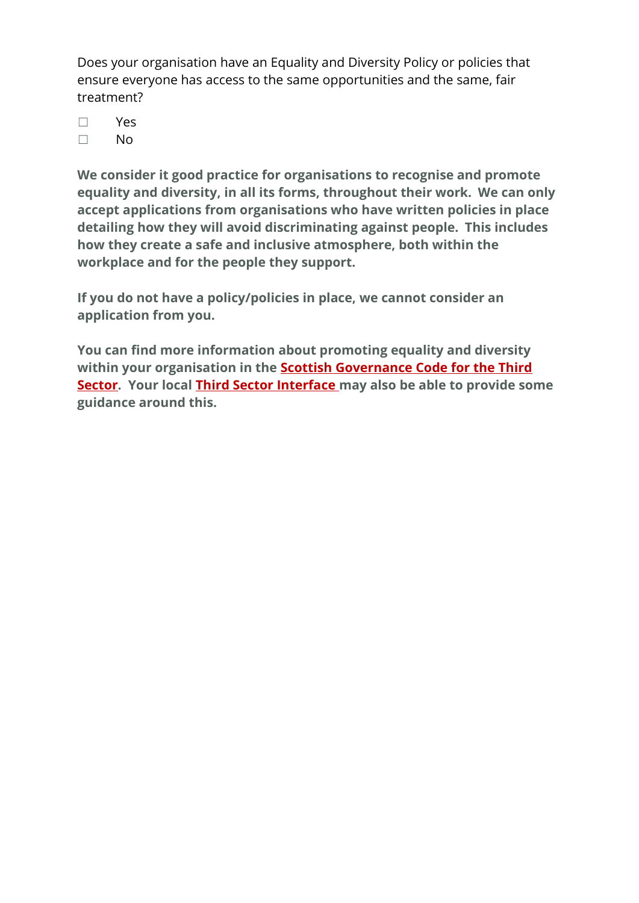Does your organisation have an Equality and Diversity Policy or policies that ensure everyone has access to the same opportunities and the same, fair treatment?

☐ Yes
☐ No

**We consider it good practice for organisations to recognise and promote equality and diversity, in all its forms, throughout their work. We can only accept applications from organisations who have written policies in place detailing how they will avoid discriminating against people. This includes how they create a safe and inclusive atmosphere, both within the workplace and for the people they support.**

**If you do not have a policy/policies in place, we cannot consider an application from you.**

**You can find more information about promoting equality and diversity within your organisation in the Scottish Governance Code for the Third Sector. Your local Third Sector Interface may also be able to provide some guidance around this.**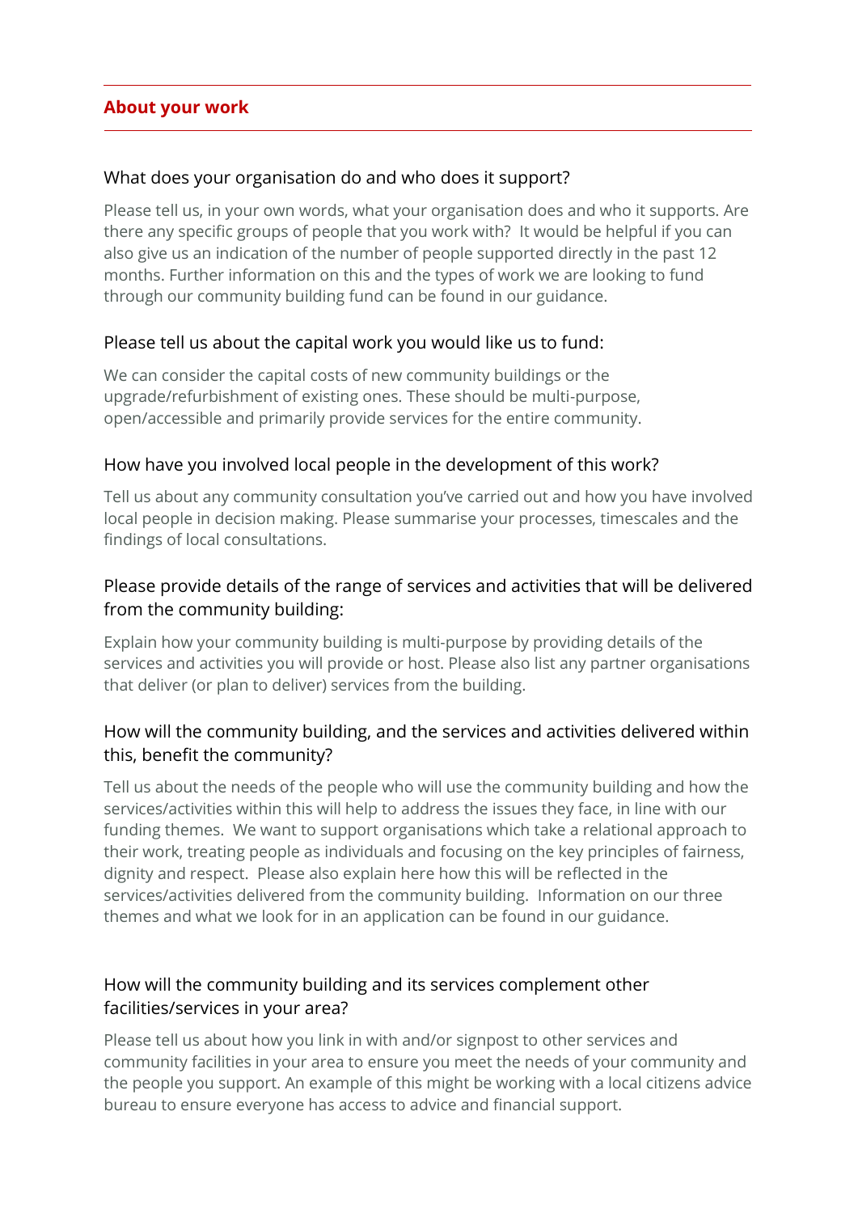## About your work

### What does your organisation do and who does it support?

Please tell us, in your own words, what your organisation does and who it supports. Are there any specific groups of people that you work with? It would be helpful if you can also give us an indication of the number of people supported directly in the past 12 months. Further information on this and the types of work we are looking to fund through our community building fund can be found in our guidance.

### Please tell us about the capital work you would like us to fund:

We can consider the capital costs of new community buildings or the upgrade/refurbishment of existing ones. These should be multi-purpose, open/accessible and primarily provide services for the entire community.

### How have you involved local people in the development of this work?

Tell us about any community consultation you've carried out and how you have involved local people in decision making. Please summarise your processes, timescales and the findings of local consultations.

### Please provide details of the range of services and activities that will be delivered from the community building:

Explain how your community building is multi-purpose by providing details of the services and activities you will provide or host. Please also list any partner organisations that deliver (or plan to deliver) services from the building.

### How will the community building, and the services and activities delivered within this, benefit the community?

Tell us about the needs of the people who will use the community building and how the services/activities within this will help to address the issues they face, in line with our funding themes. We want to support organisations which take a relational approach to their work, treating people as individuals and focusing on the key principles of fairness, dignity and respect. Please also explain here how this will be reflected in the services/activities delivered from the community building. Information on our three themes and what we look for in an application can be found in our guidance.

### How will the community building and its services complement other facilities/services in your area?

Please tell us about how you link in with and/or signpost to other services and community facilities in your area to ensure you meet the needs of your community and the people you support. An example of this might be working with a local citizens advice bureau to ensure everyone has access to advice and financial support.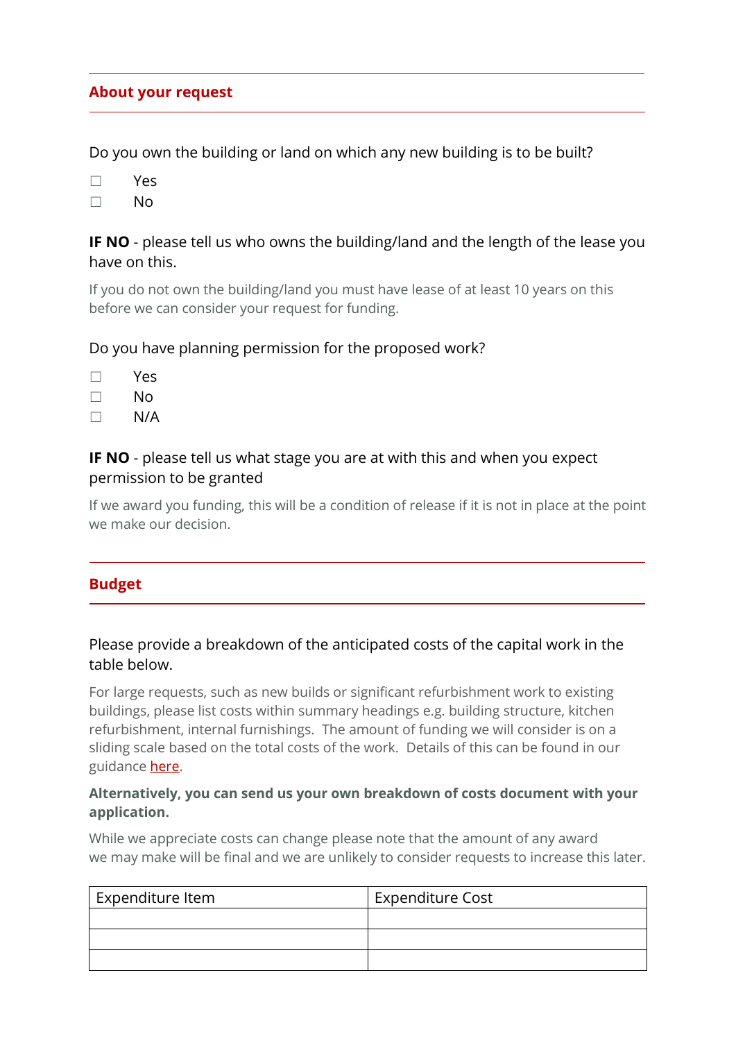## About your request

Do you own the building or land on which any new building is to be built?

☐ Yes
☐ No

**IF NO** - please tell us who owns the building/land and the length of the lease you have on this.

If you do not own the building/land you must have lease of at least 10 years on this before we can consider your request for funding.

Do you have planning permission for the proposed work?

☐ Yes
☐ No
☐ N/A

**IF NO** - please tell us what stage you are at with this and when you expect permission to be granted

If we award you funding, this will be a condition of release if it is not in place at the point we make our decision.

## Budget

Please provide a breakdown of the anticipated costs of the capital work in the table below.

For large requests, such as new builds or significant refurbishment work to existing buildings, please list costs within summary headings e.g. building structure, kitchen refurbishment, internal furnishings. The amount of funding we will consider is on a sliding scale based on the total costs of the work. Details of this can be found in our guidance here.

**Alternatively, you can send us your own breakdown of costs document with your application.**

While we appreciate costs can change please note that the amount of any award we may make will be final and we are unlikely to consider requests to increase this later.

| Expenditure Item | Expenditure Cost |
|---|---|
| | |
| | |
| | |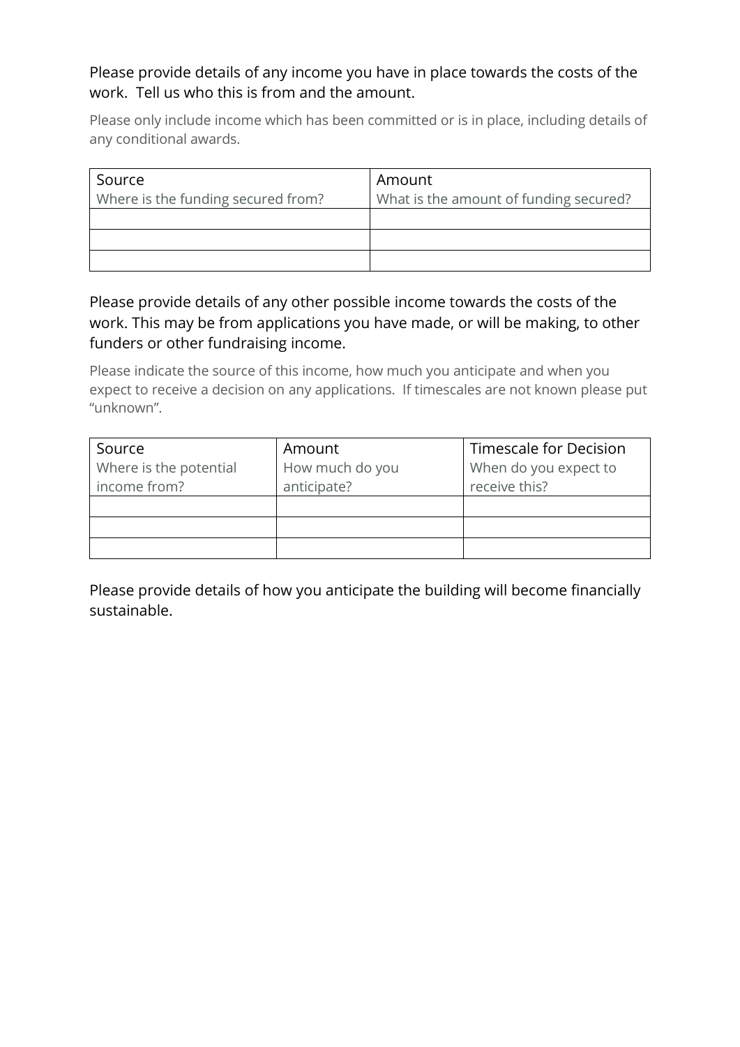Please provide details of any income you have in place towards the costs of the work. Tell us who this is from and the amount.

Please only include income which has been committed or is in place, including details of any conditional awards.

| Source<br>Where is the funding secured from? | Amount<br>What is the amount of funding secured? |
|---|---|
| | |
| | |
| | |

Please provide details of any other possible income towards the costs of the work. This may be from applications you have made, or will be making, to other funders or other fundraising income.

Please indicate the source of this income, how much you anticipate and when you expect to receive a decision on any applications. If timescales are not known please put "unknown".

| Source<br>Where is the potential income from? | Amount<br>How much do you anticipate? | Timescale for Decision<br>When do you expect to receive this? |
|---|---|---|
| | | |
| | | |
| | | |

Please provide details of how you anticipate the building will become financially sustainable.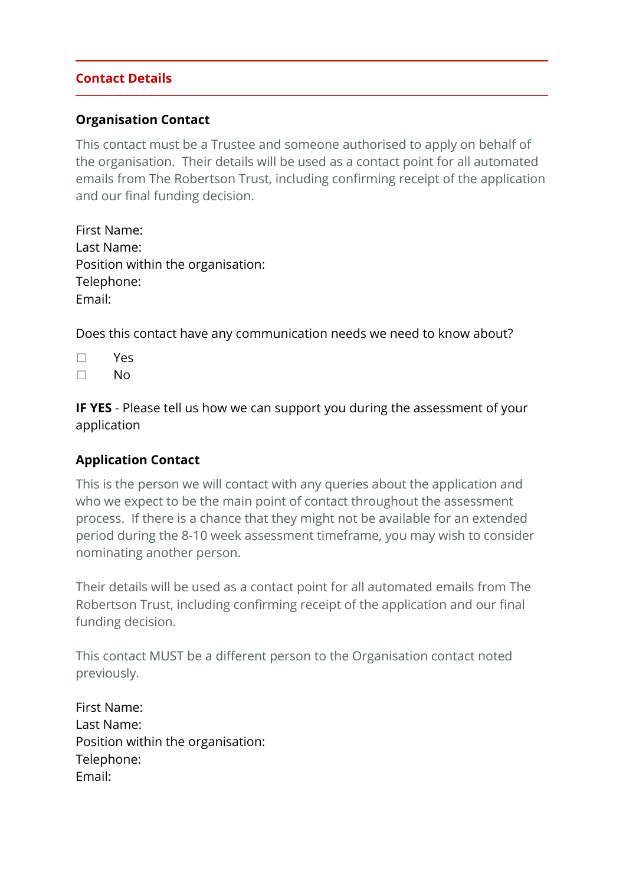## Contact Details

### Organisation Contact

This contact must be a Trustee and someone authorised to apply on behalf of the organisation. Their details will be used as a contact point for all automated emails from The Robertson Trust, including confirming receipt of the application and our final funding decision.

First Name:
Last Name:
Position within the organisation:
Telephone:
Email:

Does this contact have any communication needs we need to know about?

☐ Yes
☐ No

**IF YES** - Please tell us how we can support you during the assessment of your application

### Application Contact

This is the person we will contact with any queries about the application and who we expect to be the main point of contact throughout the assessment process. If there is a chance that they might not be available for an extended period during the 8-10 week assessment timeframe, you may wish to consider nominating another person.

Their details will be used as a contact point for all automated emails from The Robertson Trust, including confirming receipt of the application and our final funding decision.

This contact MUST be a different person to the Organisation contact noted previously.

First Name:
Last Name:
Position within the organisation:
Telephone:
Email: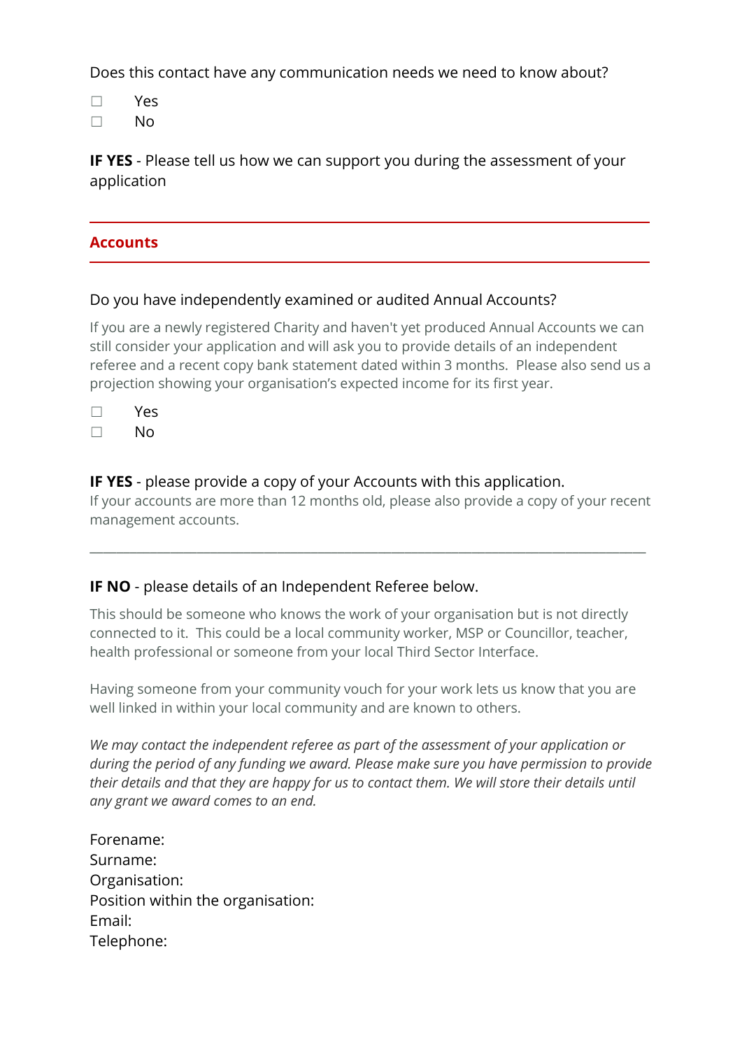Does this contact have any communication needs we need to know about?

☐ Yes
☐ No

**IF YES** - Please tell us how we can support you during the assessment of your application

---

## Accounts

---

Do you have independently examined or audited Annual Accounts?

If you are a newly registered Charity and haven't yet produced Annual Accounts we can still consider your application and will ask you to provide details of an independent referee and a recent copy bank statement dated within 3 months. Please also send us a projection showing your organisation's expected income for its first year.

☐ Yes
☐ No

**IF YES** - please provide a copy of your Accounts with this application.
If your accounts are more than 12 months old, please also provide a copy of your recent management accounts.

---

**IF NO** - please details of an Independent Referee below.

This should be someone who knows the work of your organisation but is not directly connected to it. This could be a local community worker, MSP or Councillor, teacher, health professional or someone from your local Third Sector Interface.

Having someone from your community vouch for your work lets us know that you are well linked in within your local community and are known to others.

*We may contact the independent referee as part of the assessment of your application or during the period of any funding we award. Please make sure you have permission to provide their details and that they are happy for us to contact them. We will store their details until any grant we award comes to an end.*

Forename:
Surname:
Organisation:
Position within the organisation:
Email:
Telephone: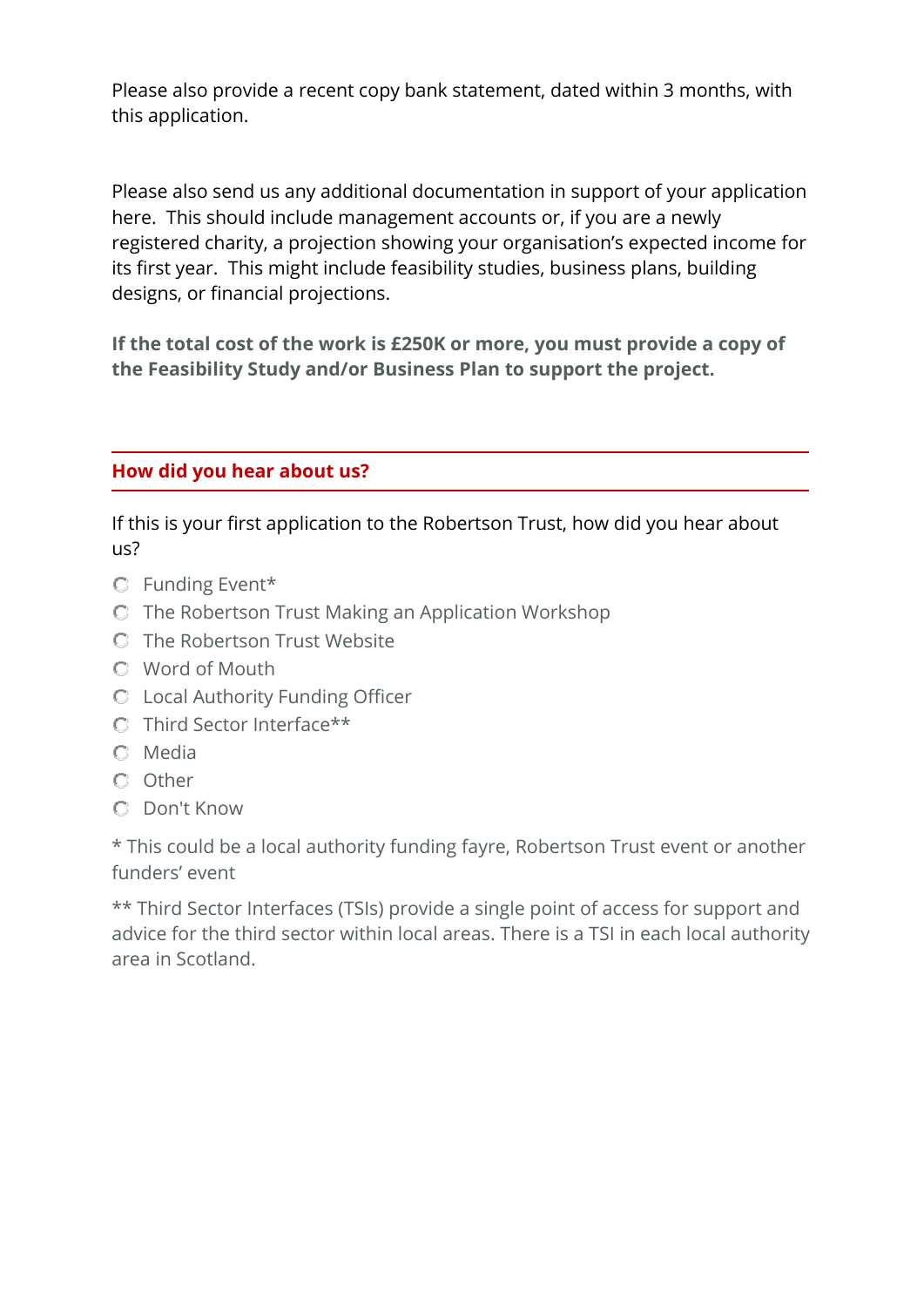Please also provide a recent copy bank statement, dated within 3 months, with this application.

Please also send us any additional documentation in support of your application here. This should include management accounts or, if you are a newly registered charity, a projection showing your organisation's expected income for its first year. This might include feasibility studies, business plans, building designs, or financial projections.

**If the total cost of the work is £250K or more, you must provide a copy of the Feasibility Study and/or Business Plan to support the project.**

## How did you hear about us?

If this is your first application to the Robertson Trust, how did you hear about us?

- ○ Funding Event*
- ○ The Robertson Trust Making an Application Workshop
- ○ The Robertson Trust Website
- ○ Word of Mouth
- ○ Local Authority Funding Officer
- ○ Third Sector Interface**
- ○ Media
- ○ Other
- ○ Don't Know

\* This could be a local authority funding fayre, Robertson Trust event or another funders' event

\** Third Sector Interfaces (TSIs) provide a single point of access for support and advice for the third sector within local areas. There is a TSI in each local authority area in Scotland.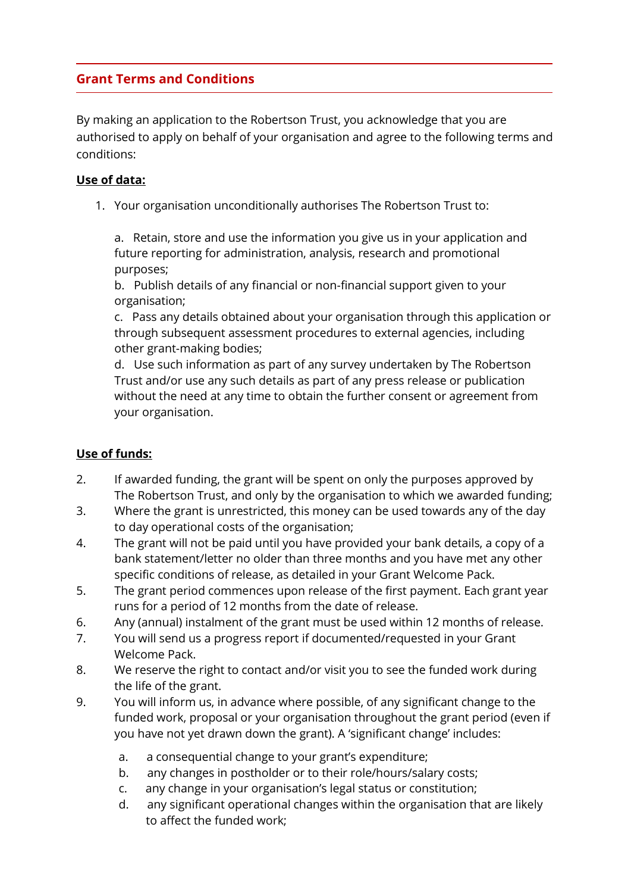## Grant Terms and Conditions

By making an application to the Robertson Trust, you acknowledge that you are authorised to apply on behalf of your organisation and agree to the following terms and conditions:

**Use of data:**

1. Your organisation unconditionally authorises The Robertson Trust to:

    a. Retain, store and use the information you give us in your application and future reporting for administration, analysis, research and promotional purposes;
    b. Publish details of any financial or non-financial support given to your organisation;
    c. Pass any details obtained about your organisation through this application or through subsequent assessment procedures to external agencies, including other grant-making bodies;
    d. Use such information as part of any survey undertaken by The Robertson Trust and/or use any such details as part of any press release or publication without the need at any time to obtain the further consent or agreement from your organisation.

**Use of funds:**

2. If awarded funding, the grant will be spent on only the purposes approved by The Robertson Trust, and only by the organisation to which we awarded funding;
3. Where the grant is unrestricted, this money can be used towards any of the day to day operational costs of the organisation;
4. The grant will not be paid until you have provided your bank details, a copy of a bank statement/letter no older than three months and you have met any other specific conditions of release, as detailed in your Grant Welcome Pack.
5. The grant period commences upon release of the first payment. Each grant year runs for a period of 12 months from the date of release.
6. Any (annual) instalment of the grant must be used within 12 months of release.
7. You will send us a progress report if documented/requested in your Grant Welcome Pack.
8. We reserve the right to contact and/or visit you to see the funded work during the life of the grant.
9. You will inform us, in advance where possible, of any significant change to the funded work, proposal or your organisation throughout the grant period (even if you have not yet drawn down the grant). A 'significant change' includes:

    a. a consequential change to your grant's expenditure;
    b. any changes in postholder or to their role/hours/salary costs;
    c. any change in your organisation's legal status or constitution;
    d. any significant operational changes within the organisation that are likely to affect the funded work;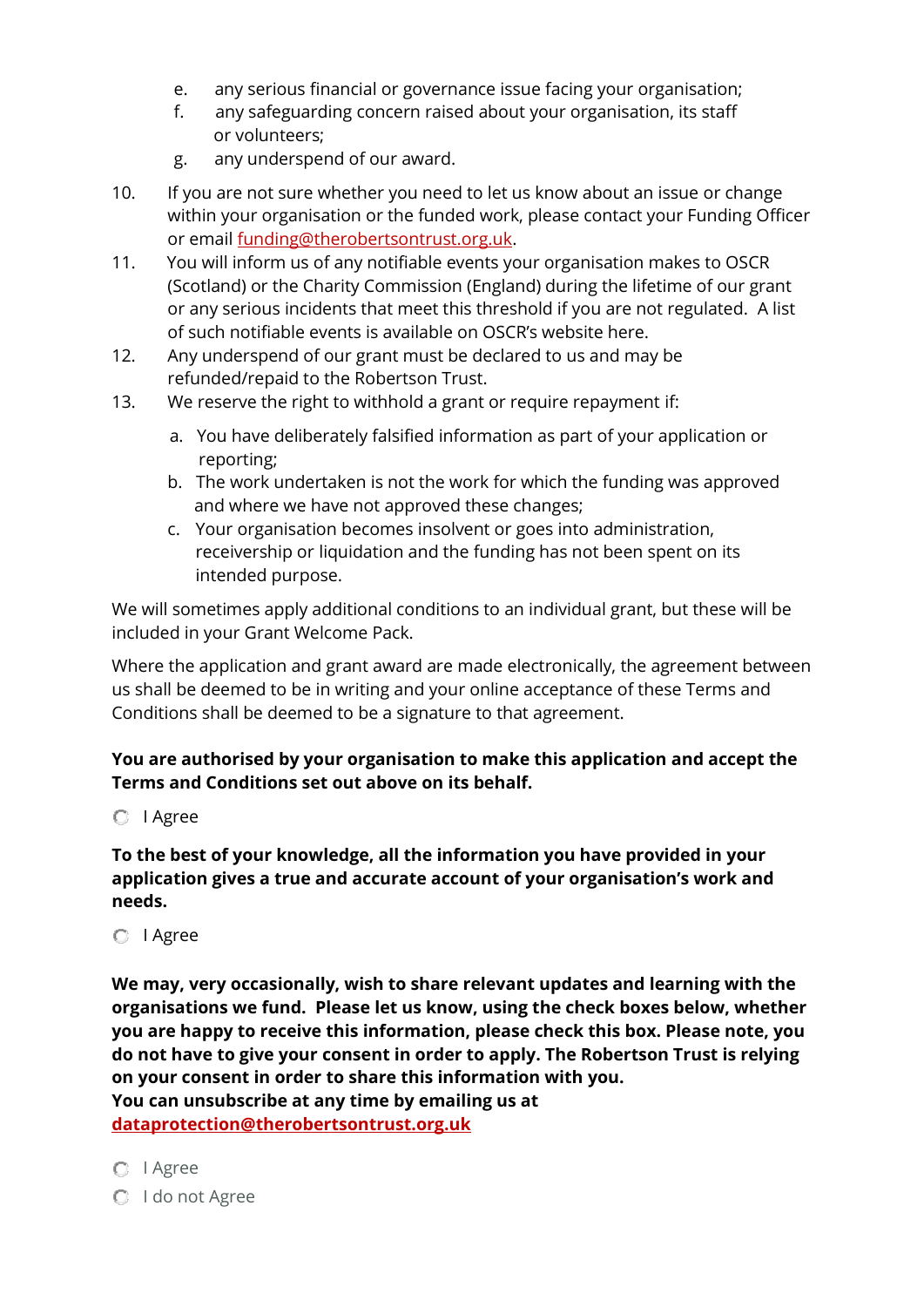e. any serious financial or governance issue facing your organisation;
f. any safeguarding concern raised about your organisation, its staff or volunteers;
g. any underspend of our award.

10. If you are not sure whether you need to let us know about an issue or change within your organisation or the funded work, please contact your Funding Officer or email funding@therobertsontrust.org.uk.
11. You will inform us of any notifiable events your organisation makes to OSCR (Scotland) or the Charity Commission (England) during the lifetime of our grant or any serious incidents that meet this threshold if you are not regulated. A list of such notifiable events is available on OSCR's website here.
12. Any underspend of our grant must be declared to us and may be refunded/repaid to the Robertson Trust.
13. We reserve the right to withhold a grant or require repayment if:

    a. You have deliberately falsified information as part of your application or reporting;
    b. The work undertaken is not the work for which the funding was approved and where we have not approved these changes;
    c. Your organisation becomes insolvent or goes into administration, receivership or liquidation and the funding has not been spent on its intended purpose.

We will sometimes apply additional conditions to an individual grant, but these will be included in your Grant Welcome Pack.

Where the application and grant award are made electronically, the agreement between us shall be deemed to be in writing and your online acceptance of these Terms and Conditions shall be deemed to be a signature to that agreement.

**You are authorised by your organisation to make this application and accept the Terms and Conditions set out above on its behalf.**

- [ ] I Agree

**To the best of your knowledge, all the information you have provided in your application gives a true and accurate account of your organisation's work and needs.**

- [ ] I Agree

**We may, very occasionally, wish to share relevant updates and learning with the organisations we fund. Please let us know, using the check boxes below, whether you are happy to receive this information, please check this box. Please note, you do not have to give your consent in order to apply. The Robertson Trust is relying on your consent in order to share this information with you.**
**You can unsubscribe at any time by emailing us at dataprotection@therobertsontrust.org.uk**

- [ ] I Agree
- [ ] I do not Agree